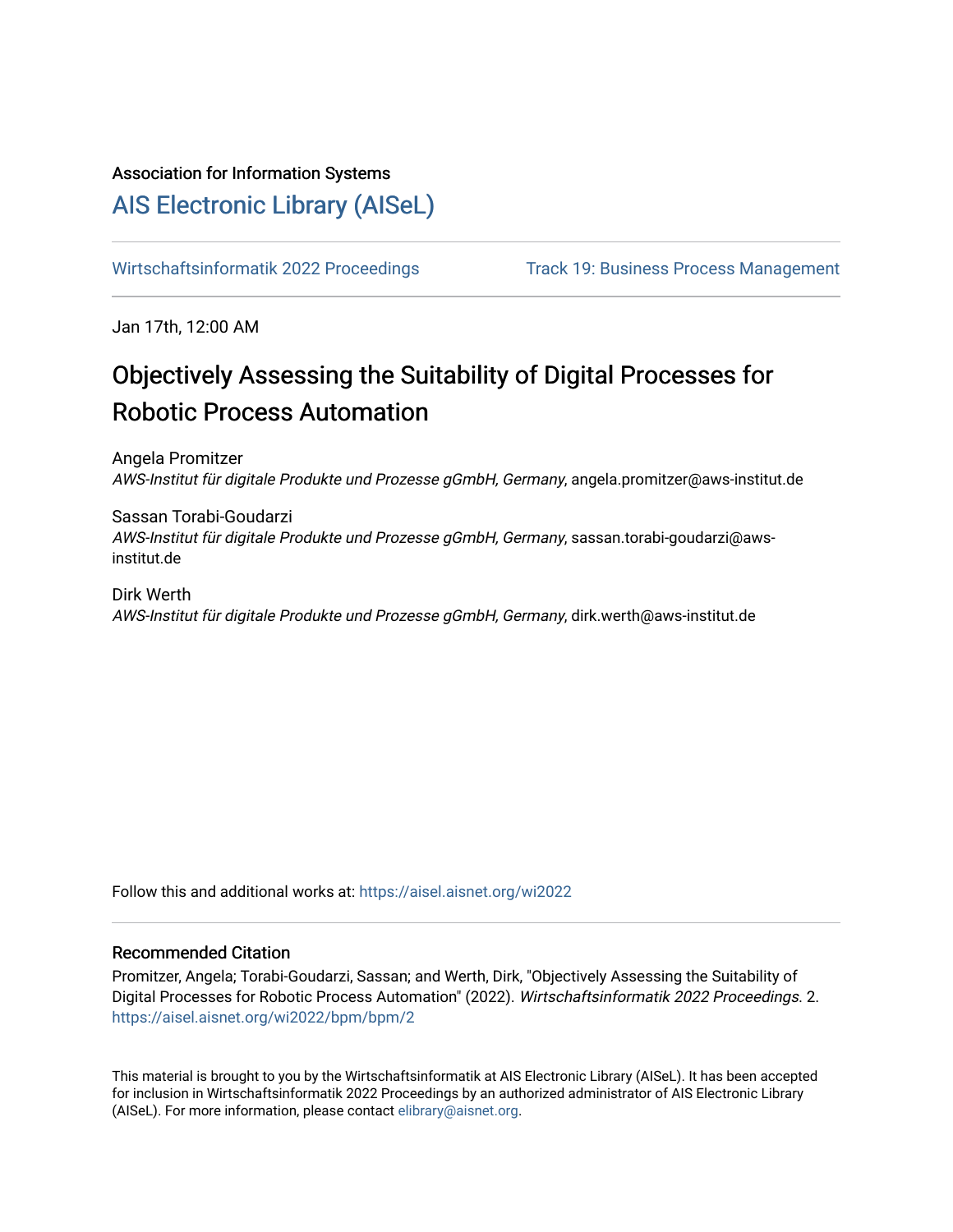Association for Information Systems

# AIS Electronic Library (AISeL)

Wirtschaftsinformatik 2022 Proceedings

Track 19: Business Process Management

Jan 17th, 12:00 AM

## Objectively Assessing the Suitability of Digital Processes for Robotic Process Automation

Angela Promitzer
*AWS-Institut für digitale Produkte und Prozesse gGmbH, Germany*, angela.promitzer@aws-institut.de

Sassan Torabi-Goudarzi
*AWS-Institut für digitale Produkte und Prozesse gGmbH, Germany*, sassan.torabi-goudarzi@aws-institut.de

Dirk Werth
*AWS-Institut für digitale Produkte und Prozesse gGmbH, Germany*, dirk.werth@aws-institut.de

Follow this and additional works at: https://aisel.aisnet.org/wi2022

### Recommended Citation

Promitzer, Angela; Torabi-Goudarzi, Sassan; and Werth, Dirk, "Objectively Assessing the Suitability of Digital Processes for Robotic Process Automation" (2022). *Wirtschaftsinformatik 2022 Proceedings.* 2.
https://aisel.aisnet.org/wi2022/bpm/bpm/2

This material is brought to you by the Wirtschaftsinformatik at AIS Electronic Library (AISeL). It has been accepted for inclusion in Wirtschaftsinformatik 2022 Proceedings by an authorized administrator of AIS Electronic Library (AISeL). For more information, please contact elibrary@aisnet.org.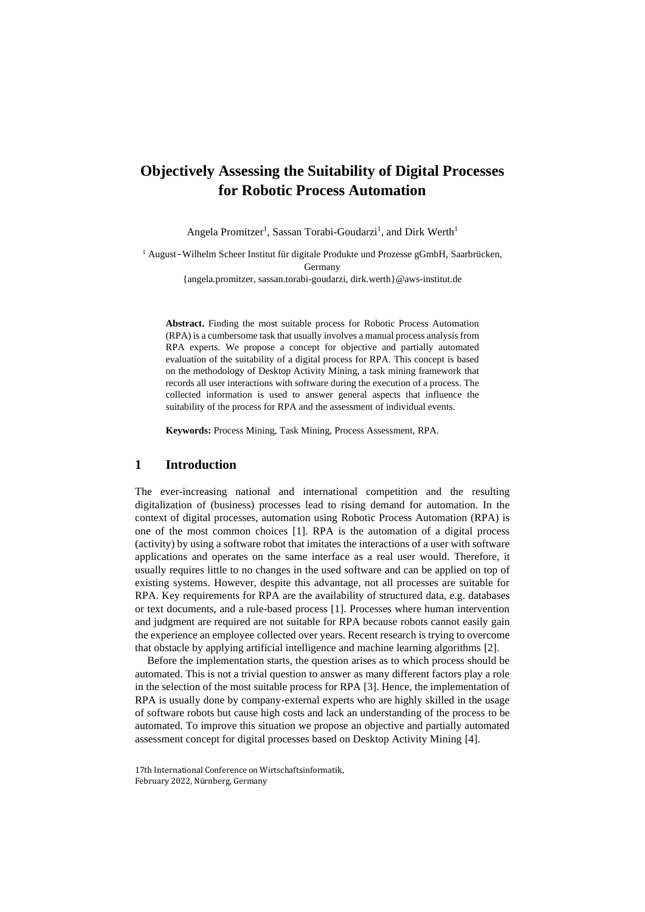# Objectively Assessing the Suitability of Digital Processes for Robotic Process Automation

Angela Promitzer[1], Sassan Torabi-Goudarzi[1], and Dirk Werth[1]

[1] August−Wilhelm Scheer Institut für digitale Produkte und Prozesse gGmbH, Saarbrücken, Germany
{angela.promitzer, sassan.torabi-goudarzi, dirk.werth}@aws-institut.de

**Abstract.** Finding the most suitable process for Robotic Process Automation (RPA) is a cumbersome task that usually involves a manual process analysis from RPA experts. We propose a concept for objective and partially automated evaluation of the suitability of a digital process for RPA. This concept is based on the methodology of Desktop Activity Mining, a task mining framework that records all user interactions with software during the execution of a process. The collected information is used to answer general aspects that influence the suitability of the process for RPA and the assessment of individual events.

**Keywords:** Process Mining, Task Mining, Process Assessment, RPA.

## 1 Introduction

The ever-increasing national and international competition and the resulting digitalization of (business) processes lead to rising demand for automation. In the context of digital processes, automation using Robotic Process Automation (RPA) is one of the most common choices [1]. RPA is the automation of a digital process (activity) by using a software robot that imitates the interactions of a user with software applications and operates on the same interface as a real user would. Therefore, it usually requires little to no changes in the used software and can be applied on top of existing systems. However, despite this advantage, not all processes are suitable for RPA. Key requirements for RPA are the availability of structured data, e.g. databases or text documents, and a rule-based process [1]. Processes where human intervention and judgment are required are not suitable for RPA because robots cannot easily gain the experience an employee collected over years. Recent research is trying to overcome that obstacle by applying artificial intelligence and machine learning algorithms [2].

Before the implementation starts, the question arises as to which process should be automated. This is not a trivial question to answer as many different factors play a role in the selection of the most suitable process for RPA [3]. Hence, the implementation of RPA is usually done by company-external experts who are highly skilled in the usage of software robots but cause high costs and lack an understanding of the process to be automated. To improve this situation we propose an objective and partially automated assessment concept for digital processes based on Desktop Activity Mining [4].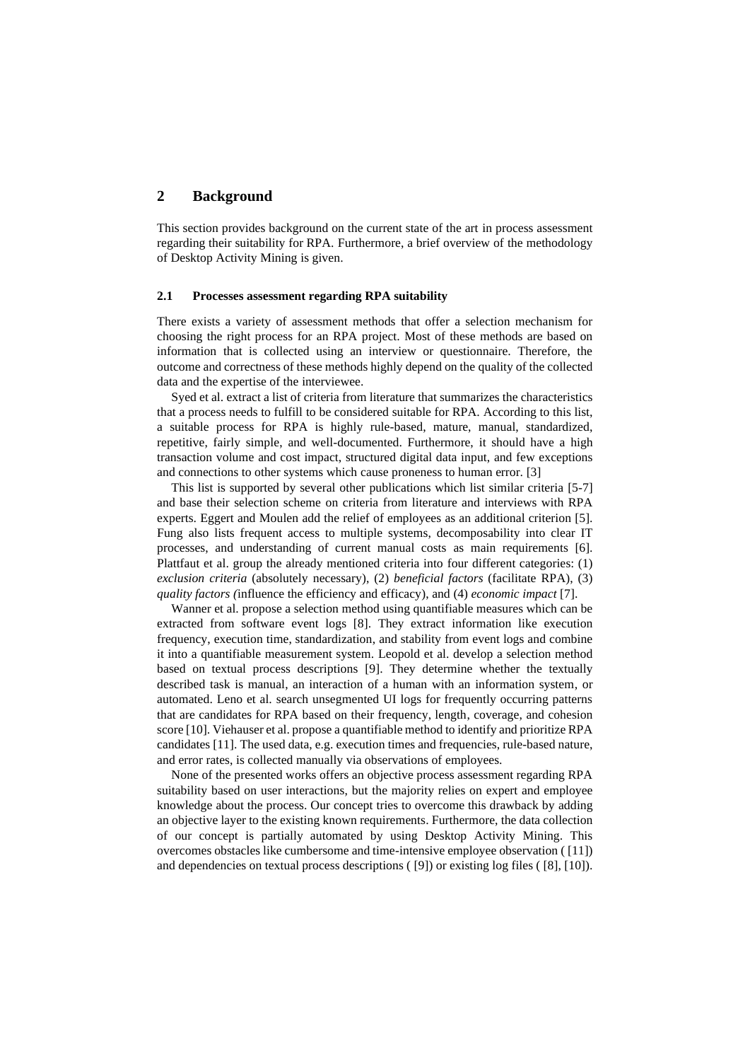## 2 Background

This section provides background on the current state of the art in process assessment regarding their suitability for RPA. Furthermore, a brief overview of the methodology of Desktop Activity Mining is given.

### 2.1 Processes assessment regarding RPA suitability

There exists a variety of assessment methods that offer a selection mechanism for choosing the right process for an RPA project. Most of these methods are based on information that is collected using an interview or questionnaire. Therefore, the outcome and correctness of these methods highly depend on the quality of the collected data and the expertise of the interviewee.

Syed et al. extract a list of criteria from literature that summarizes the characteristics that a process needs to fulfill to be considered suitable for RPA. According to this list, a suitable process for RPA is highly rule-based, mature, manual, standardized, repetitive, fairly simple, and well-documented. Furthermore, it should have a high transaction volume and cost impact, structured digital data input, and few exceptions and connections to other systems which cause proneness to human error. [3]

This list is supported by several other publications which list similar criteria [5-7] and base their selection scheme on criteria from literature and interviews with RPA experts. Eggert and Moulen add the relief of employees as an additional criterion [5]. Fung also lists frequent access to multiple systems, decomposability into clear IT processes, and understanding of current manual costs as main requirements [6]. Plattfaut et al. group the already mentioned criteria into four different categories: (1) *exclusion criteria* (absolutely necessary), (2) *beneficial factors* (facilitate RPA), (3) *quality factors (*influence the efficiency and efficacy), and (4) *economic impact* [7].

Wanner et al. propose a selection method using quantifiable measures which can be extracted from software event logs [8]. They extract information like execution frequency, execution time, standardization, and stability from event logs and combine it into a quantifiable measurement system. Leopold et al. develop a selection method based on textual process descriptions [9]. They determine whether the textually described task is manual, an interaction of a human with an information system, or automated. Leno et al. search unsegmented UI logs for frequently occurring patterns that are candidates for RPA based on their frequency, length, coverage, and cohesion score [10]. Viehauser et al. propose a quantifiable method to identify and prioritize RPA candidates [11]. The used data, e.g. execution times and frequencies, rule-based nature, and error rates, is collected manually via observations of employees.

None of the presented works offers an objective process assessment regarding RPA suitability based on user interactions, but the majority relies on expert and employee knowledge about the process. Our concept tries to overcome this drawback by adding an objective layer to the existing known requirements. Furthermore, the data collection of our concept is partially automated by using Desktop Activity Mining. This overcomes obstacles like cumbersome and time-intensive employee observation ( [11]) and dependencies on textual process descriptions ( [9]) or existing log files ( [8], [10]).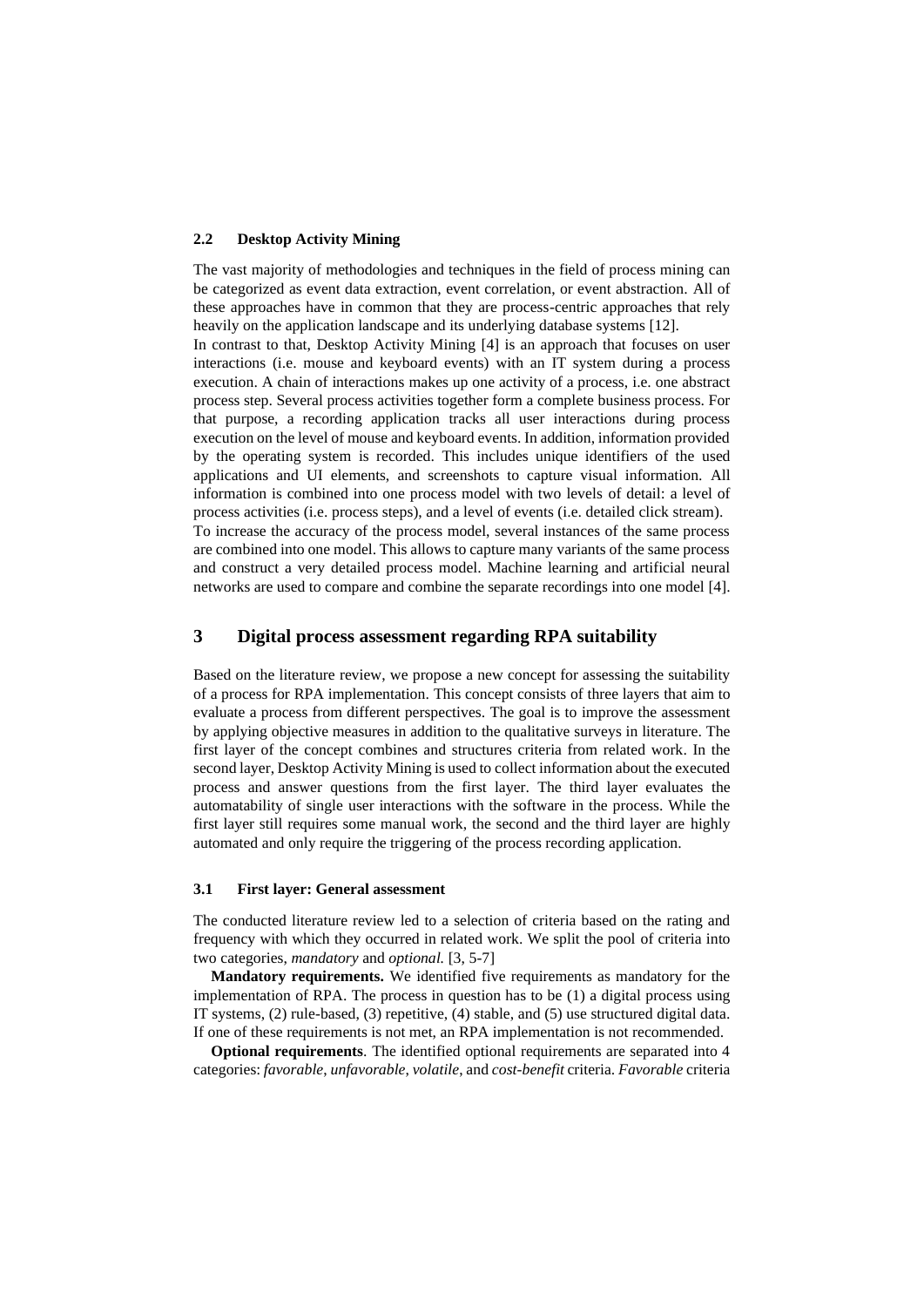### 2.2 Desktop Activity Mining

The vast majority of methodologies and techniques in the field of process mining can be categorized as event data extraction, event correlation, or event abstraction. All of these approaches have in common that they are process-centric approaches that rely heavily on the application landscape and its underlying database systems [12].

In contrast to that, Desktop Activity Mining [4] is an approach that focuses on user interactions (i.e. mouse and keyboard events) with an IT system during a process execution. A chain of interactions makes up one activity of a process, i.e. one abstract process step. Several process activities together form a complete business process. For that purpose, a recording application tracks all user interactions during process execution on the level of mouse and keyboard events. In addition, information provided by the operating system is recorded. This includes unique identifiers of the used applications and UI elements, and screenshots to capture visual information. All information is combined into one process model with two levels of detail: a level of process activities (i.e. process steps), and a level of events (i.e. detailed click stream).

To increase the accuracy of the process model, several instances of the same process are combined into one model. This allows to capture many variants of the same process and construct a very detailed process model. Machine learning and artificial neural networks are used to compare and combine the separate recordings into one model [4].

## 3 Digital process assessment regarding RPA suitability

Based on the literature review, we propose a new concept for assessing the suitability of a process for RPA implementation. This concept consists of three layers that aim to evaluate a process from different perspectives. The goal is to improve the assessment by applying objective measures in addition to the qualitative surveys in literature. The first layer of the concept combines and structures criteria from related work. In the second layer, Desktop Activity Mining is used to collect information about the executed process and answer questions from the first layer. The third layer evaluates the automatability of single user interactions with the software in the process. While the first layer still requires some manual work, the second and the third layer are highly automated and only require the triggering of the process recording application.

### 3.1 First layer: General assessment

The conducted literature review led to a selection of criteria based on the rating and frequency with which they occurred in related work. We split the pool of criteria into two categories, *mandatory* and *optional.* [3, 5-7]

**Mandatory requirements.** We identified five requirements as mandatory for the implementation of RPA. The process in question has to be (1) a digital process using IT systems, (2) rule-based, (3) repetitive, (4) stable, and (5) use structured digital data. If one of these requirements is not met, an RPA implementation is not recommended.

**Optional requirements**. The identified optional requirements are separated into 4 categories: *favorable*, *unfavorable*, *volatile*, and *cost-benefit* criteria. *Favorable* criteria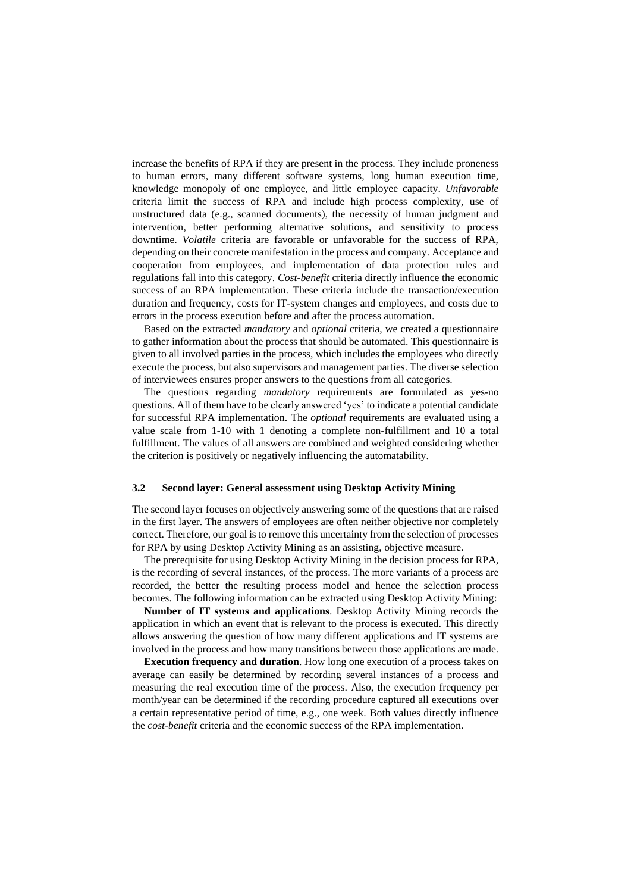increase the benefits of RPA if they are present in the process. They include proneness to human errors, many different software systems, long human execution time, knowledge monopoly of one employee, and little employee capacity. *Unfavorable* criteria limit the success of RPA and include high process complexity, use of unstructured data (e.g., scanned documents), the necessity of human judgment and intervention, better performing alternative solutions, and sensitivity to process downtime. *Volatile* criteria are favorable or unfavorable for the success of RPA, depending on their concrete manifestation in the process and company. Acceptance and cooperation from employees, and implementation of data protection rules and regulations fall into this category. *Cost-benefit* criteria directly influence the economic success of an RPA implementation. These criteria include the transaction/execution duration and frequency, costs for IT-system changes and employees, and costs due to errors in the process execution before and after the process automation.

Based on the extracted *mandatory* and *optional* criteria, we created a questionnaire to gather information about the process that should be automated. This questionnaire is given to all involved parties in the process, which includes the employees who directly execute the process, but also supervisors and management parties. The diverse selection of interviewees ensures proper answers to the questions from all categories.

The questions regarding *mandatory* requirements are formulated as yes-no questions. All of them have to be clearly answered 'yes' to indicate a potential candidate for successful RPA implementation. The *optional* requirements are evaluated using a value scale from 1-10 with 1 denoting a complete non-fulfillment and 10 a total fulfillment. The values of all answers are combined and weighted considering whether the criterion is positively or negatively influencing the automatability.

### 3.2 Second layer: General assessment using Desktop Activity Mining

The second layer focuses on objectively answering some of the questions that are raised in the first layer. The answers of employees are often neither objective nor completely correct. Therefore, our goal is to remove this uncertainty from the selection of processes for RPA by using Desktop Activity Mining as an assisting, objective measure.

The prerequisite for using Desktop Activity Mining in the decision process for RPA, is the recording of several instances, of the process. The more variants of a process are recorded, the better the resulting process model and hence the selection process becomes. The following information can be extracted using Desktop Activity Mining:

**Number of IT systems and applications**. Desktop Activity Mining records the application in which an event that is relevant to the process is executed. This directly allows answering the question of how many different applications and IT systems are involved in the process and how many transitions between those applications are made.

**Execution frequency and duration**. How long one execution of a process takes on average can easily be determined by recording several instances of a process and measuring the real execution time of the process. Also, the execution frequency per month/year can be determined if the recording procedure captured all executions over a certain representative period of time, e.g., one week. Both values directly influence the *cost-benefit* criteria and the economic success of the RPA implementation.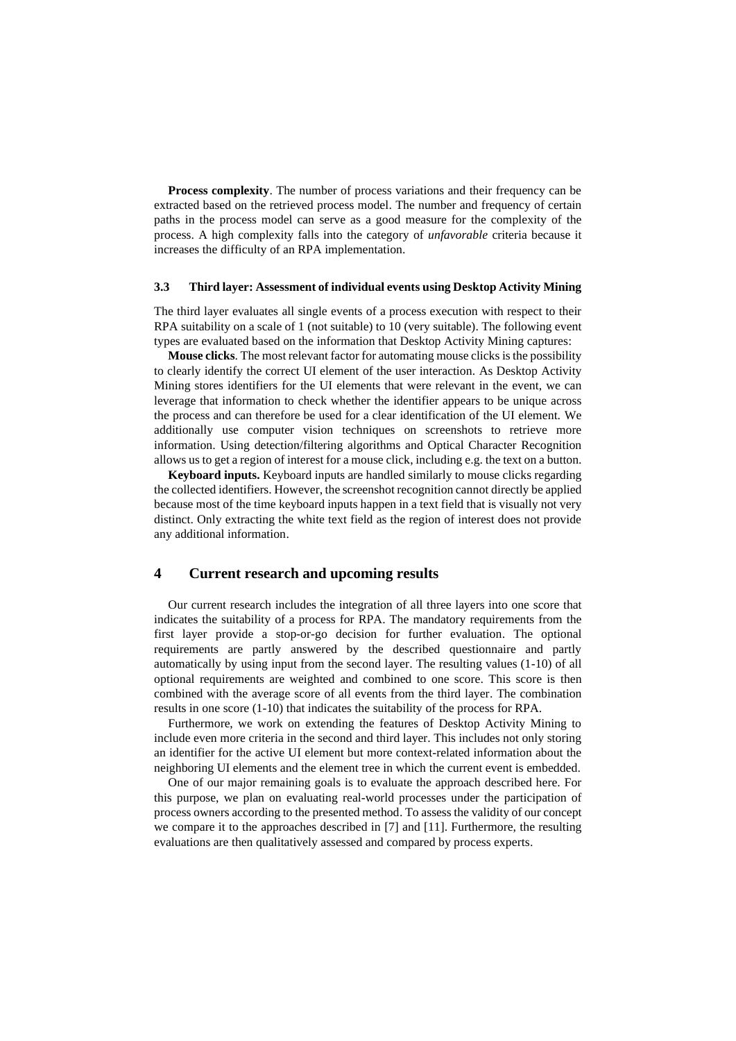**Process complexity**. The number of process variations and their frequency can be extracted based on the retrieved process model. The number and frequency of certain paths in the process model can serve as a good measure for the complexity of the process. A high complexity falls into the category of *unfavorable* criteria because it increases the difficulty of an RPA implementation.

### 3.3 Third layer: Assessment of individual events using Desktop Activity Mining

The third layer evaluates all single events of a process execution with respect to their RPA suitability on a scale of 1 (not suitable) to 10 (very suitable). The following event types are evaluated based on the information that Desktop Activity Mining captures:

**Mouse clicks**. The most relevant factor for automating mouse clicks is the possibility to clearly identify the correct UI element of the user interaction. As Desktop Activity Mining stores identifiers for the UI elements that were relevant in the event, we can leverage that information to check whether the identifier appears to be unique across the process and can therefore be used for a clear identification of the UI element. We additionally use computer vision techniques on screenshots to retrieve more information. Using detection/filtering algorithms and Optical Character Recognition allows us to get a region of interest for a mouse click, including e.g. the text on a button.

**Keyboard inputs.** Keyboard inputs are handled similarly to mouse clicks regarding the collected identifiers. However, the screenshot recognition cannot directly be applied because most of the time keyboard inputs happen in a text field that is visually not very distinct. Only extracting the white text field as the region of interest does not provide any additional information.

## 4 Current research and upcoming results

Our current research includes the integration of all three layers into one score that indicates the suitability of a process for RPA. The mandatory requirements from the first layer provide a stop-or-go decision for further evaluation. The optional requirements are partly answered by the described questionnaire and partly automatically by using input from the second layer. The resulting values (1-10) of all optional requirements are weighted and combined to one score. This score is then combined with the average score of all events from the third layer. The combination results in one score (1-10) that indicates the suitability of the process for RPA.

Furthermore, we work on extending the features of Desktop Activity Mining to include even more criteria in the second and third layer. This includes not only storing an identifier for the active UI element but more context-related information about the neighboring UI elements and the element tree in which the current event is embedded.

One of our major remaining goals is to evaluate the approach described here. For this purpose, we plan on evaluating real-world processes under the participation of process owners according to the presented method. To assess the validity of our concept we compare it to the approaches described in [7] and [11]. Furthermore, the resulting evaluations are then qualitatively assessed and compared by process experts.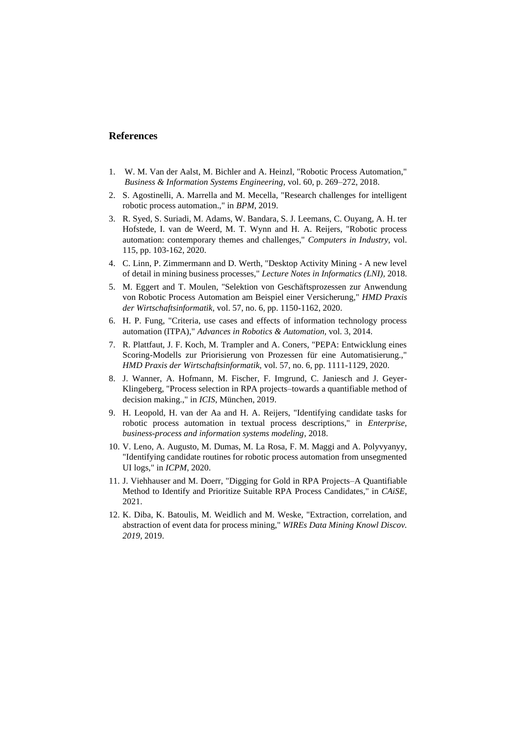## References

1. W. M. Van der Aalst, M. Bichler and A. Heinzl, "Robotic Process Automation," *Business & Information Systems Engineering,* vol. 60, p. 269–272, 2018.
2. S. Agostinelli, A. Marrella and M. Mecella, "Research challenges for intelligent robotic process automation.," in *BPM*, 2019.
3. R. Syed, S. Suriadi, M. Adams, W. Bandara, S. J. Leemans, C. Ouyang, A. H. ter Hofstede, I. van de Weerd, M. T. Wynn and H. A. Reijers, "Robotic process automation: contemporary themes and challenges," *Computers in Industry,* vol. 115, pp. 103-162, 2020.
4. C. Linn, P. Zimmermann and D. Werth, "Desktop Activity Mining - A new level of detail in mining business processes," *Lecture Notes in Informatics (LNI),* 2018.
5. M. Eggert and T. Moulen, "Selektion von Geschäftsprozessen zur Anwendung von Robotic Process Automation am Beispiel einer Versicherung," *HMD Praxis der Wirtschaftsinformatik,* vol. 57, no. 6, pp. 1150-1162, 2020.
6. H. P. Fung, "Criteria, use cases and effects of information technology process automation (ITPA)," *Advances in Robotics & Automation,* vol. 3, 2014.
7. R. Plattfaut, J. F. Koch, M. Trampler and A. Coners, "PEPA: Entwicklung eines Scoring-Modells zur Priorisierung von Prozessen für eine Automatisierung.," *HMD Praxis der Wirtschaftsinformatik,* vol. 57, no. 6, pp. 1111-1129, 2020.
8. J. Wanner, A. Hofmann, M. Fischer, F. Imgrund, C. Janiesch and J. Geyer-Klingeberg, "Process selection in RPA projects–towards a quantifiable method of decision making.," in *ICIS*, München, 2019.
9. H. Leopold, H. van der Aa and H. A. Reijers, "Identifying candidate tasks for robotic process automation in textual process descriptions," in *Enterprise, business-process and information systems modeling*, 2018.
10. V. Leno, A. Augusto, M. Dumas, M. La Rosa, F. M. Maggi and A. Polyvyanyy, "Identifying candidate routines for robotic process automation from unsegmented UI logs," in *ICPM*, 2020.
11. J. Viehhauser and M. Doerr, "Digging for Gold in RPA Projects–A Quantifiable Method to Identify and Prioritize Suitable RPA Process Candidates," in *CAiSE*, 2021.
12. K. Diba, K. Batoulis, M. Weidlich and M. Weske, "Extraction, correlation, and abstraction of event data for process mining," *WIREs Data Mining Knowl Discov. 2019,* 2019.